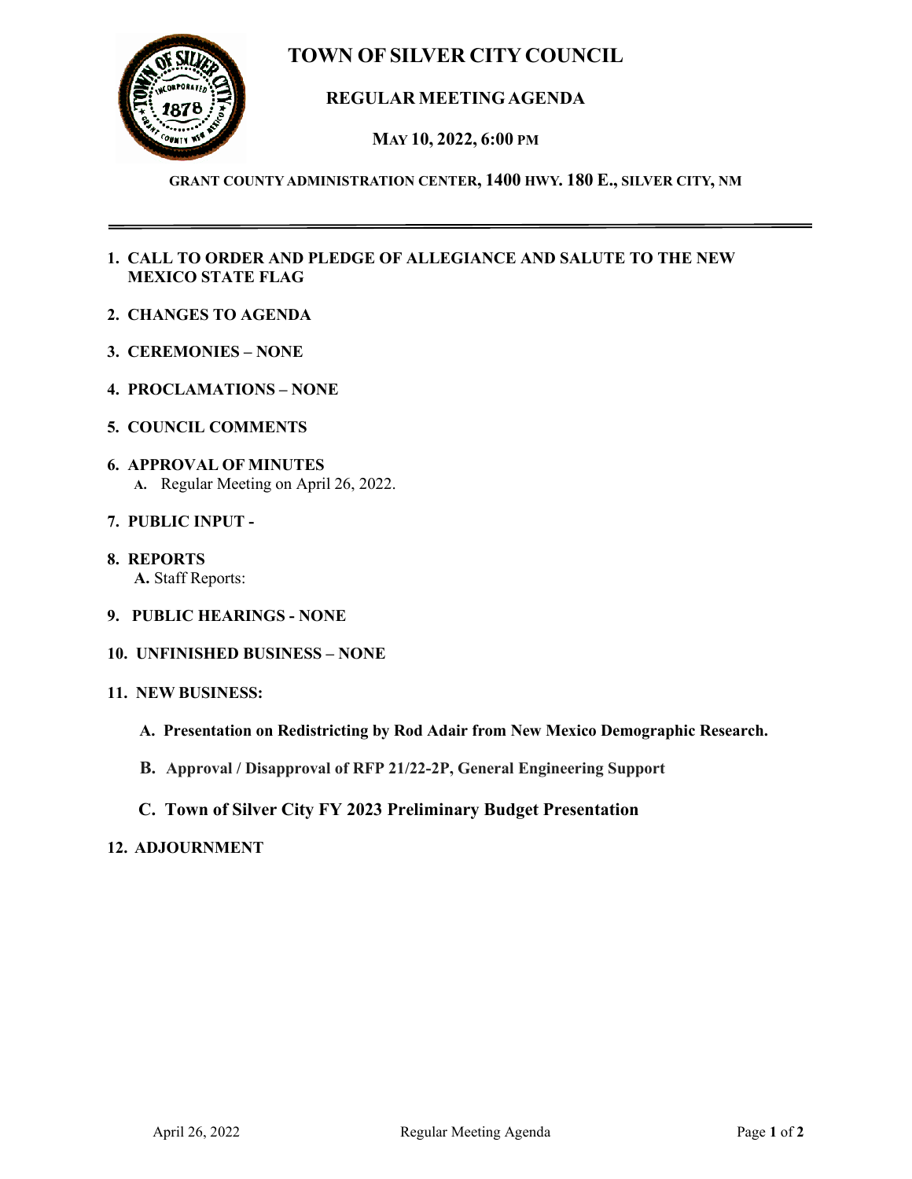# TOWN OF SILVER CITY COUNCIL

## REGULAR MEETING AGENDA

### MAY 10, 2022, 6:00 PM

**GRANT COUNTY ADMINISTRATION CENTER, 1400 HWY. 180 E., SILVER CITY, NM**

---

1. **CALL TO ORDER AND PLEDGE OF ALLEGIANCE AND SALUTE TO THE NEW MEXICO STATE FLAG**

2. **CHANGES TO AGENDA**

3. **CEREMONIES – NONE**

4. **PROCLAMATIONS – NONE**

5. **COUNCIL COMMENTS**

6. **APPROVAL OF MINUTES**
   - **A.** Regular Meeting on April 26, 2022.

7. **PUBLIC INPUT -**

8. **REPORTS**
   - **A.** Staff Reports:

9. **PUBLIC HEARINGS - NONE**

10. **UNFINISHED BUSINESS – NONE**

11. **NEW BUSINESS:**
    - **A. Presentation on Redistricting by Rod Adair from New Mexico Demographic Research.**
    - **B. Approval / Disapproval of RFP 21/22-2P, General Engineering Support**
    - **C. Town of Silver City FY 2023 Preliminary Budget Presentation**

12. **ADJOURNMENT**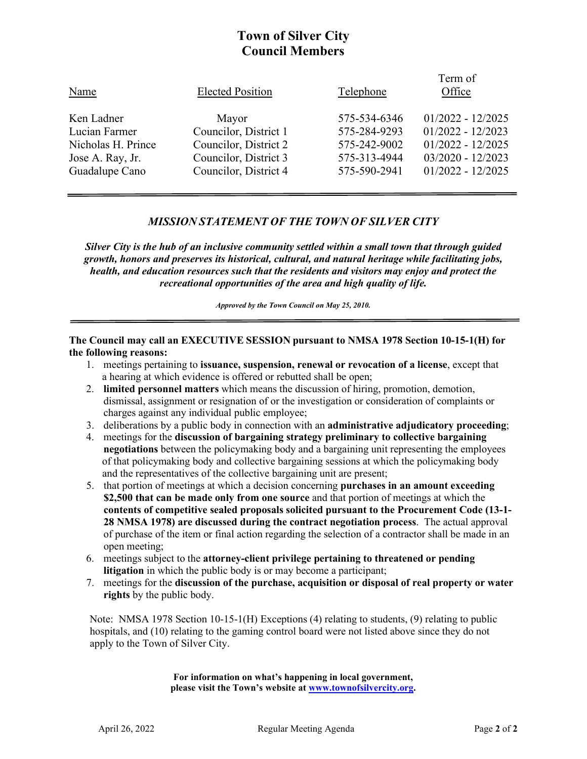# Town of Silver City
# Council Members

| Name | Elected Position | Telephone | Term of Office |
|---|---|---|---|
| Ken Ladner | Mayor | 575-534-6346 | 01/2022 - 12/2025 |
| Lucian Farmer | Councilor, District 1 | 575-284-9293 | 01/2022 - 12/2023 |
| Nicholas H. Prince | Councilor, District 2 | 575-242-9002 | 01/2022 - 12/2025 |
| Jose A. Ray, Jr. | Councilor, District 3 | 575-313-4944 | 03/2020 - 12/2023 |
| Guadalupe Cano | Councilor, District 4 | 575-590-2941 | 01/2022 - 12/2025 |

---

### *MISSION STATEMENT OF THE TOWN OF SILVER CITY*

***Silver City is the hub of an inclusive community settled within a small town that through guided growth, honors and preserves its historical, cultural, and natural heritage while facilitating jobs, health, and education resources such that the residents and visitors may enjoy and protect the recreational opportunities of the area and high quality of life.***

***Approved by the Town Council on May 25, 2010.***

---

**The Council may call an EXECUTIVE SESSION pursuant to NMSA 1978 Section 10-15-1(H) for the following reasons:**

1. meetings pertaining to **issuance, suspension, renewal or revocation of a license**, except that a hearing at which evidence is offered or rebutted shall be open;
2. **limited personnel matters** which means the discussion of hiring, promotion, demotion, dismissal, assignment or resignation of or the investigation or consideration of complaints or charges against any individual public employee;
3. deliberations by a public body in connection with an **administrative adjudicatory proceeding**;
4. meetings for the **discussion of bargaining strategy preliminary to collective bargaining negotiations** between the policymaking body and a bargaining unit representing the employees of that policymaking body and collective bargaining sessions at which the policymaking body and the representatives of the collective bargaining unit are present;
5. that portion of meetings at which a decision concerning **purchases in an amount exceeding $2,500 that can be made only from one source** and that portion of meetings at which the **contents of competitive sealed proposals solicited pursuant to the Procurement Code (13-1-28 NMSA 1978) are discussed during the contract negotiation process**. The actual approval of purchase of the item or final action regarding the selection of a contractor shall be made in an open meeting;
6. meetings subject to the **attorney-client privilege pertaining to threatened or pending litigation** in which the public body is or may become a participant;
7. meetings for the **discussion of the purchase, acquisition or disposal of real property or water rights** by the public body.

Note: NMSA 1978 Section 10-15-1(H) Exceptions (4) relating to students, (9) relating to public hospitals, and (10) relating to the gaming control board were not listed above since they do not apply to the Town of Silver City.

**For information on what's happening in local government, please visit the Town's website at [www.townofsilvercity.org](http://www.townofsilvercity.org).**